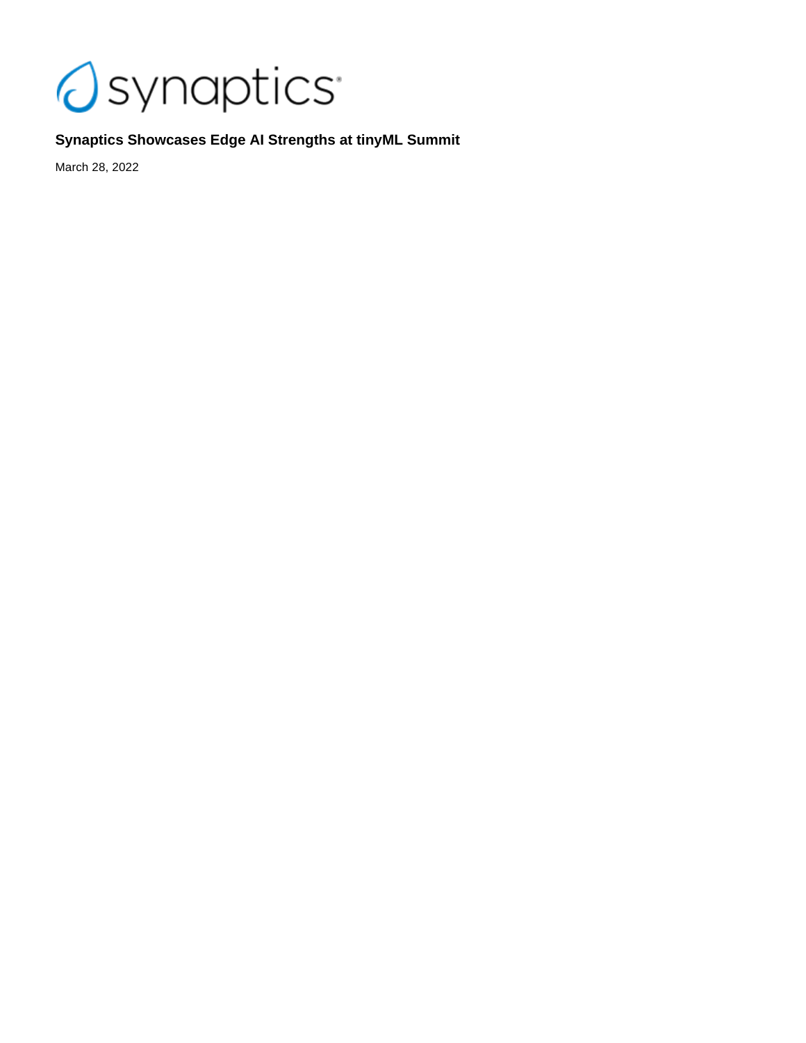**Synaptics Showcases Edge AI Strengths at tinyML Summit**

March 28, 2022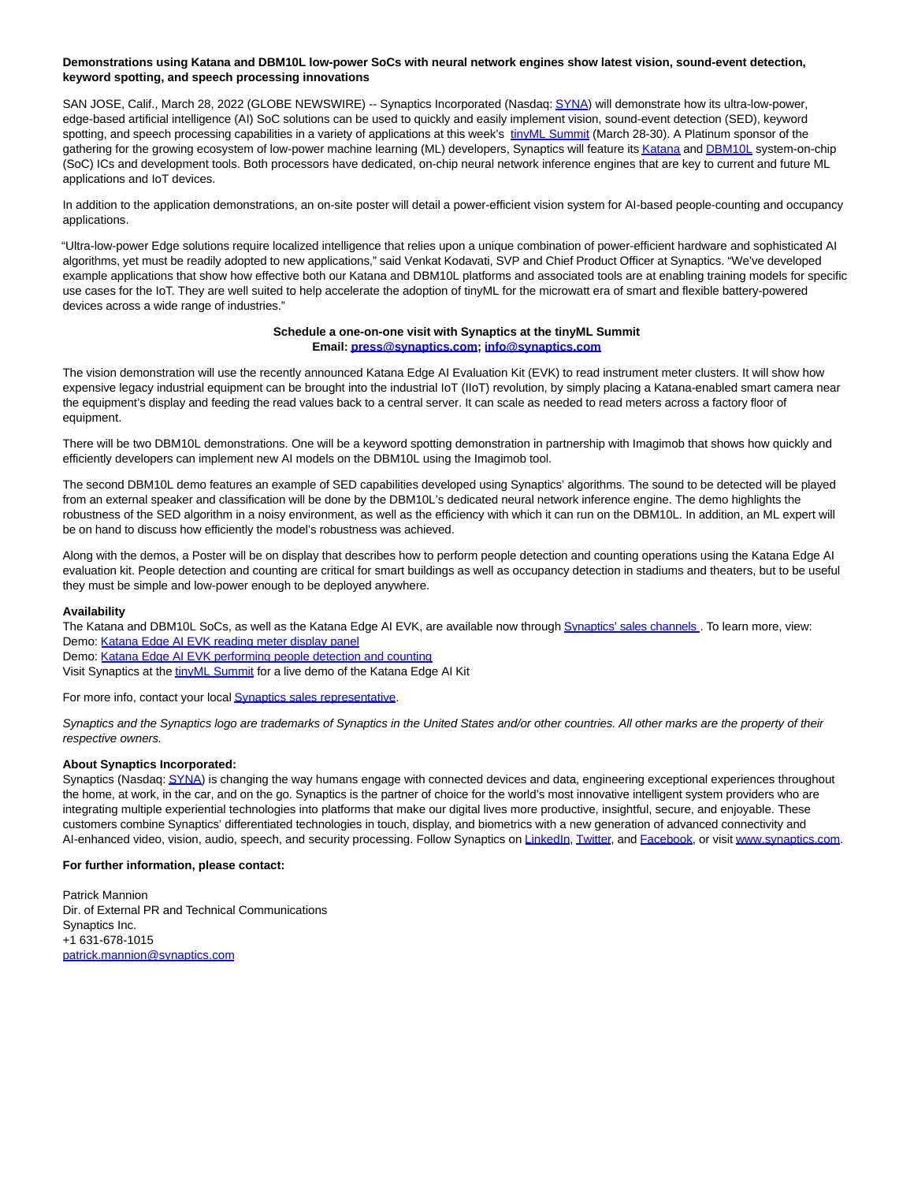**Demonstrations using Katana and DBM10L low-power SoCs with neural network engines show latest vision, sound-event detection, keyword spotting, and speech processing innovations**

SAN JOSE, Calif., March 28, 2022 (GLOBE NEWSWIRE) -- Synaptics Incorporated (Nasdaq: SYNA) will demonstrate how its ultra-low-power, edge-based artificial intelligence (AI) SoC solutions can be used to quickly and easily implement vision, sound-event detection (SED), keyword spotting, and speech processing capabilities in a variety of applications at this week's tinyML Summit (March 28-30). A Platinum sponsor of the gathering for the growing ecosystem of low-power machine learning (ML) developers, Synaptics will feature its Katana and DBM10L system-on-chip (SoC) ICs and development tools. Both processors have dedicated, on-chip neural network inference engines that are key to current and future ML applications and IoT devices.

In addition to the application demonstrations, an on-site poster will detail a power-efficient vision system for AI-based people-counting and occupancy applications.

"Ultra-low-power Edge solutions require localized intelligence that relies upon a unique combination of power-efficient hardware and sophisticated AI algorithms, yet must be readily adopted to new applications," said Venkat Kodavati, SVP and Chief Product Officer at Synaptics. "We've developed example applications that show how effective both our Katana and DBM10L platforms and associated tools are at enabling training models for specific use cases for the IoT. They are well suited to help accelerate the adoption of tinyML for the microwatt era of smart and flexible battery-powered devices across a wide range of industries."

**Schedule a one-on-one visit with Synaptics at the tinyML Summit**
**Email: press@synaptics.com; info@synaptics.com**

The vision demonstration will use the recently announced Katana Edge AI Evaluation Kit (EVK) to read instrument meter clusters. It will show how expensive legacy industrial equipment can be brought into the industrial IoT (IIoT) revolution, by simply placing a Katana-enabled smart camera near the equipment's display and feeding the read values back to a central server. It can scale as needed to read meters across a factory floor of equipment.

There will be two DBM10L demonstrations. One will be a keyword spotting demonstration in partnership with Imagimob that shows how quickly and efficiently developers can implement new AI models on the DBM10L using the Imagimob tool.

The second DBM10L demo features an example of SED capabilities developed using Synaptics' algorithms. The sound to be detected will be played from an external speaker and classification will be done by the DBM10L's dedicated neural network inference engine. The demo highlights the robustness of the SED algorithm in a noisy environment, as well as the efficiency with which it can run on the DBM10L. In addition, an ML expert will be on hand to discuss how efficiently the model's robustness was achieved.

Along with the demos, a Poster will be on display that describes how to perform people detection and counting operations using the Katana Edge AI evaluation kit. People detection and counting are critical for smart buildings as well as occupancy detection in stadiums and theaters, but to be useful they must be simple and low-power enough to be deployed anywhere.

**Availability**
The Katana and DBM10L SoCs, as well as the Katana Edge AI EVK, are available now through Synaptics' sales channels . To learn more, view:
Demo: Katana Edge AI EVK reading meter display panel
Demo: Katana Edge AI EVK performing people detection and counting
Visit Synaptics at the tinyML Summit for a live demo of the Katana Edge AI Kit

For more info, contact your local Synaptics sales representative.

*Synaptics and the Synaptics logo are trademarks of Synaptics in the United States and/or other countries. All other marks are the property of their respective owners.*

**About Synaptics Incorporated:**
Synaptics (Nasdaq: SYNA) is changing the way humans engage with connected devices and data, engineering exceptional experiences throughout the home, at work, in the car, and on the go. Synaptics is the partner of choice for the world's most innovative intelligent system providers who are integrating multiple experiential technologies into platforms that make our digital lives more productive, insightful, secure, and enjoyable. These customers combine Synaptics' differentiated technologies in touch, display, and biometrics with a new generation of advanced connectivity and AI-enhanced video, vision, audio, speech, and security processing. Follow Synaptics on LinkedIn, Twitter, and Facebook, or visit www.synaptics.com.

**For further information, please contact:**

Patrick Mannion
Dir. of External PR and Technical Communications
Synaptics Inc.
+1 631-678-1015
patrick.mannion@synaptics.com